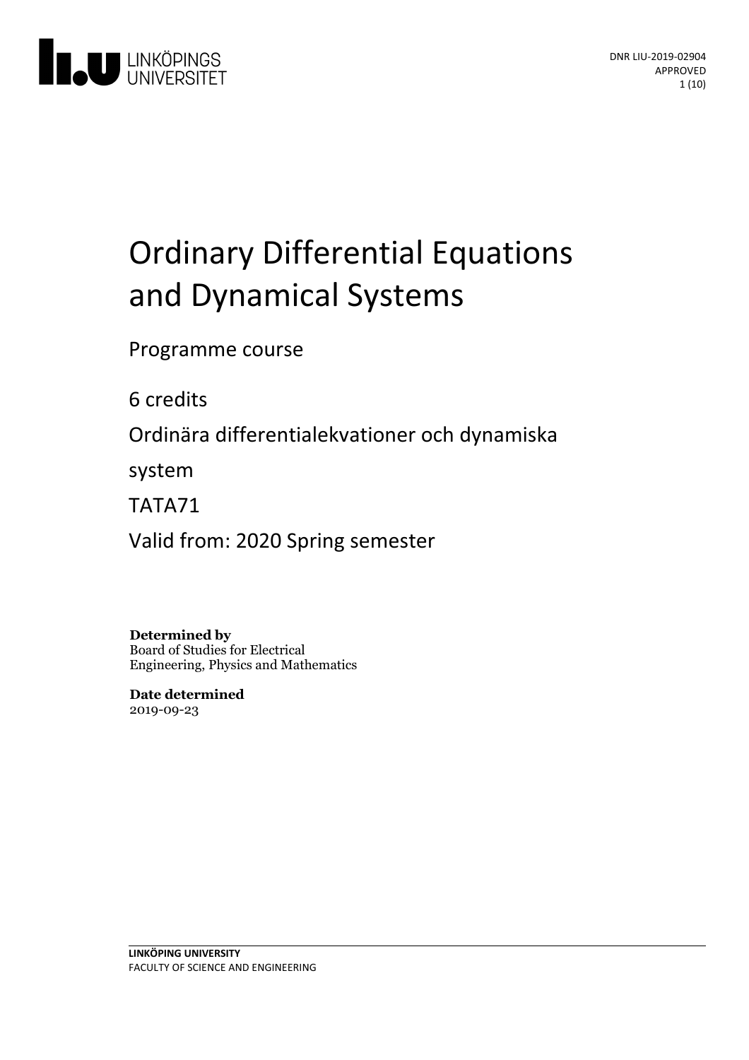DNR LIU-2019-02904
APPROVED

# Ordinary Differential Equations and Dynamical Systems

Programme course

6 credits

Ordinära differentialekvationer och dynamiska system

TATA71

Valid from: 2020 Spring semester

**Determined by**
Board of Studies for Electrical Engineering, Physics and Mathematics

**Date determined**
2019-09-23

**LINKÖPING UNIVERSITY**
FACULTY OF SCIENCE AND ENGINEERING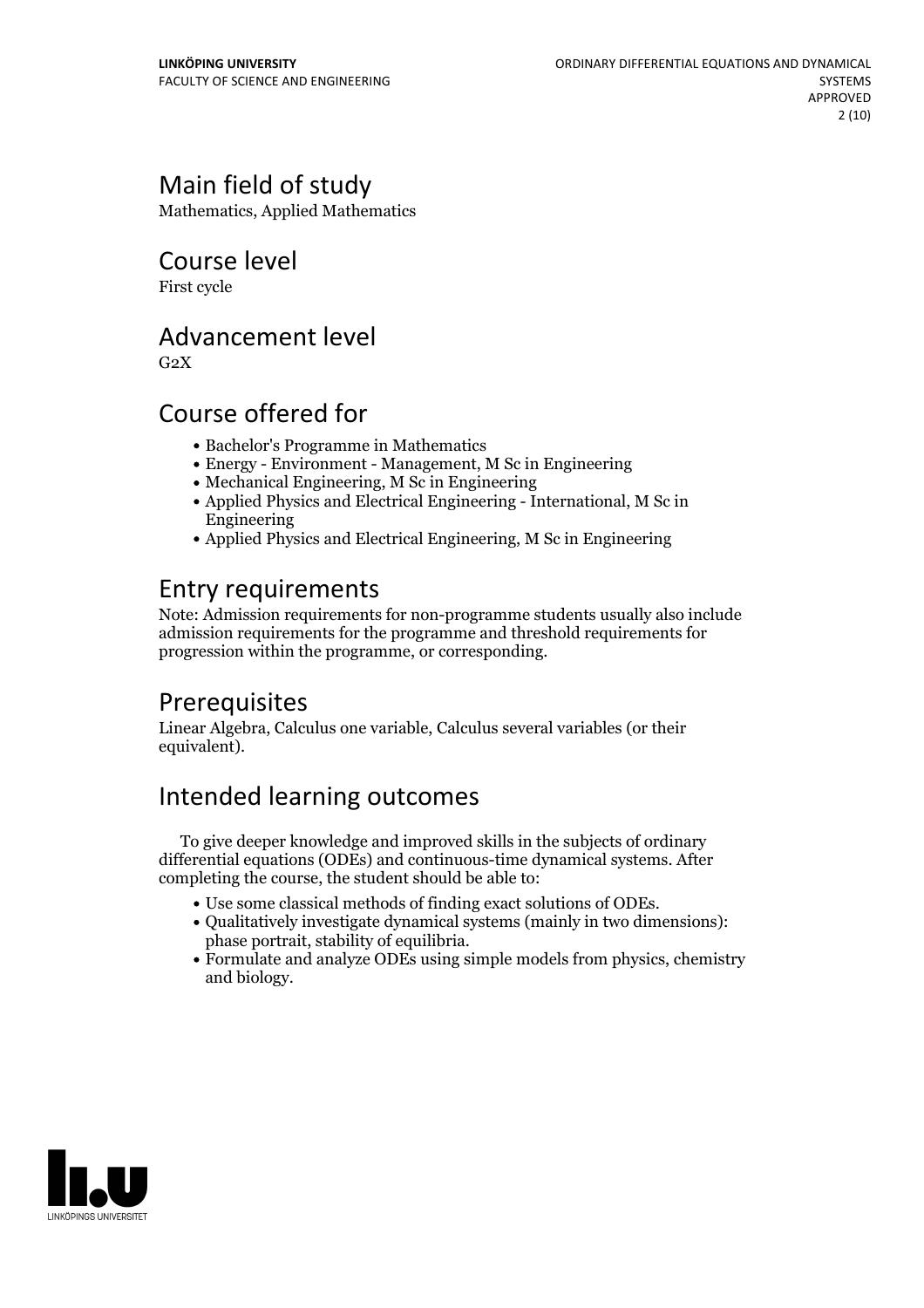## Main field of study

Mathematics, Applied Mathematics

## Course level

First cycle

## Advancement level

G2X

## Course offered for

- Bachelor's Programme in Mathematics
- Energy - Environment - Management, M Sc in Engineering
- Mechanical Engineering, M Sc in Engineering
- Applied Physics and Electrical Engineering - International, M Sc in Engineering
- Applied Physics and Electrical Engineering, M Sc in Engineering

## Entry requirements

Note: Admission requirements for non-programme students usually also include admission requirements for the programme and threshold requirements for progression within the programme, or corresponding.

## Prerequisites

Linear Algebra, Calculus one variable, Calculus several variables (or their equivalent).

## Intended learning outcomes

To give deeper knowledge and improved skills in the subjects of ordinary differential equations (ODEs) and continuous-time dynamical systems. After completing the course, the student should be able to:

- Use some classical methods of finding exact solutions of ODEs.
- Qualitatively investigate dynamical systems (mainly in two dimensions): phase portrait, stability of equilibria.
- Formulate and analyze ODEs using simple models from physics, chemistry and biology.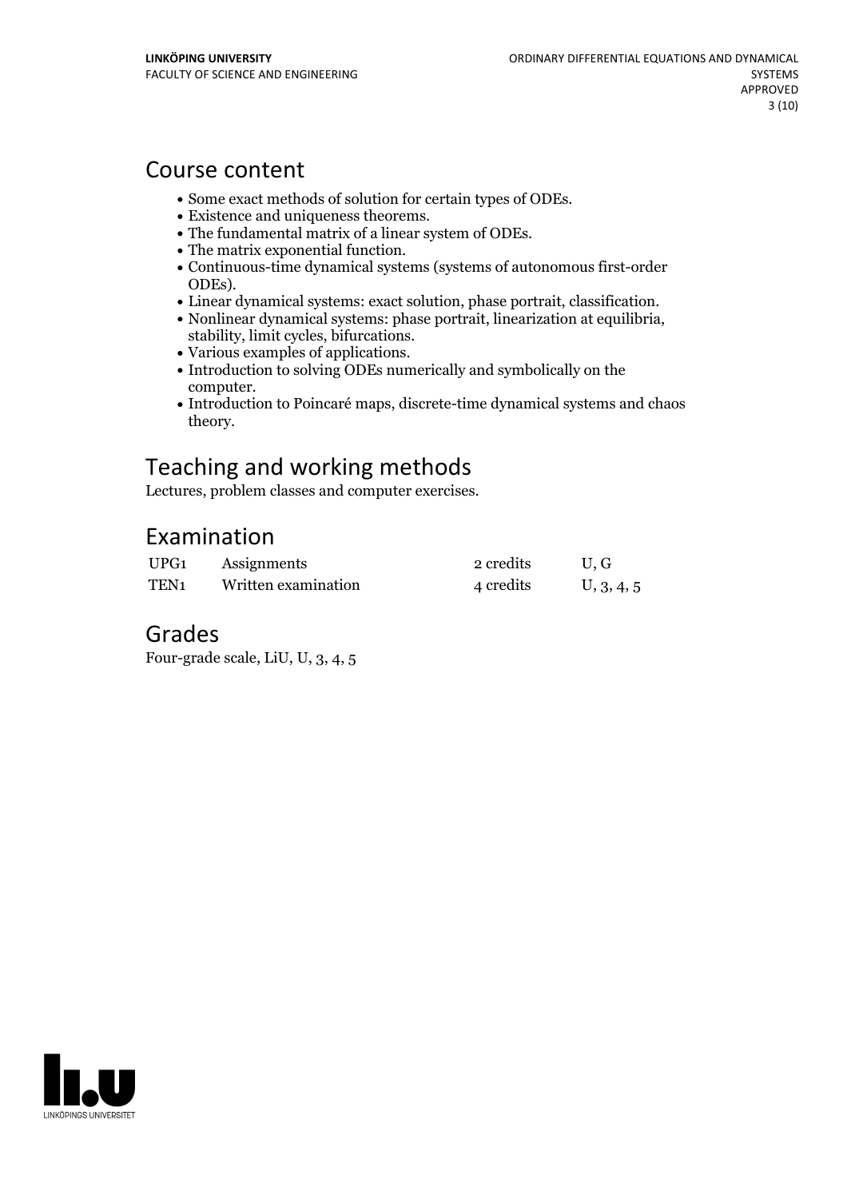## Course content

- Some exact methods of solution for certain types of ODEs.
- Existence and uniqueness theorems.
- The fundamental matrix of a linear system of ODEs.
- The matrix exponential function.
- Continuous-time dynamical systems (systems of autonomous first-order ODEs).
- Linear dynamical systems: exact solution, phase portrait, classification.
- Nonlinear dynamical systems: phase portrait, linearization at equilibria, stability, limit cycles, bifurcations.
- Various examples of applications.
- Introduction to solving ODEs numerically and symbolically on the computer.
- Introduction to Poincaré maps, discrete-time dynamical systems and chaos theory.

## Teaching and working methods

Lectures, problem classes and computer exercises.

## Examination

| | | | |
|---|---|---|---|
| UPG1 | Assignments | 2 credits | U, G |
| TEN1 | Written examination | 4 credits | U, 3, 4, 5 |

## Grades

Four-grade scale, LiU, U, 3, 4, 5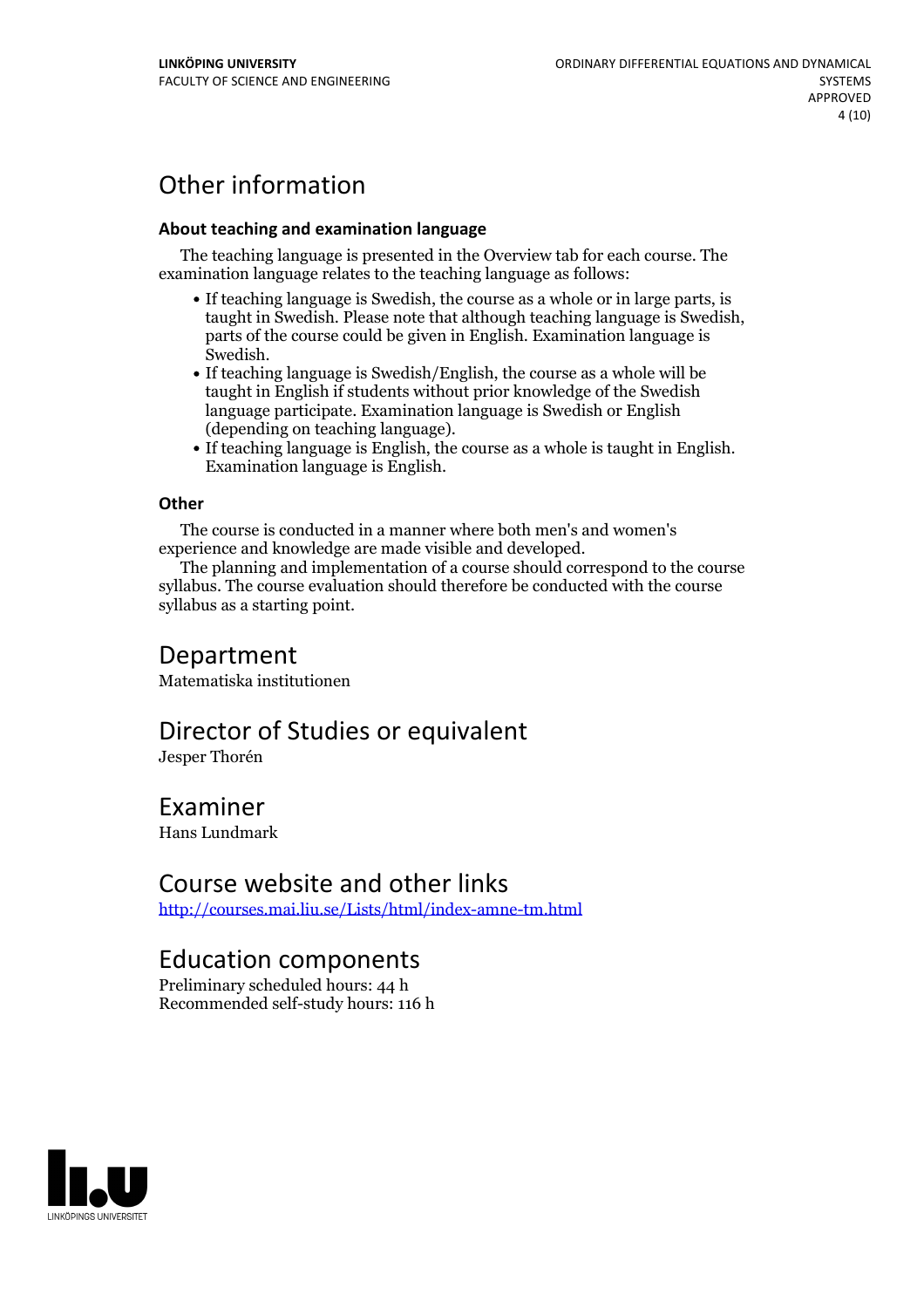# Other information

### About teaching and examination language

The teaching language is presented in the Overview tab for each course. The examination language relates to the teaching language as follows:

- If teaching language is Swedish, the course as a whole or in large parts, is taught in Swedish. Please note that although teaching language is Swedish, parts of the course could be given in English. Examination language is Swedish.
- If teaching language is Swedish/English, the course as a whole will be taught in English if students without prior knowledge of the Swedish language participate. Examination language is Swedish or English (depending on teaching language).
- If teaching language is English, the course as a whole is taught in English. Examination language is English.

### Other

The course is conducted in a manner where both men's and women's experience and knowledge are made visible and developed.

The planning and implementation of a course should correspond to the course syllabus. The course evaluation should therefore be conducted with the course syllabus as a starting point.

# Department

Matematiska institutionen

# Director of Studies or equivalent

Jesper Thorén

# Examiner

Hans Lundmark

# Course website and other links

[http://courses.mai.liu.se/Lists/html/index-amne-tm.html](http://courses.mai.liu.se/Lists/html/index-amne-tm.html)

# Education components

Preliminary scheduled hours: 44 h
Recommended self-study hours: 116 h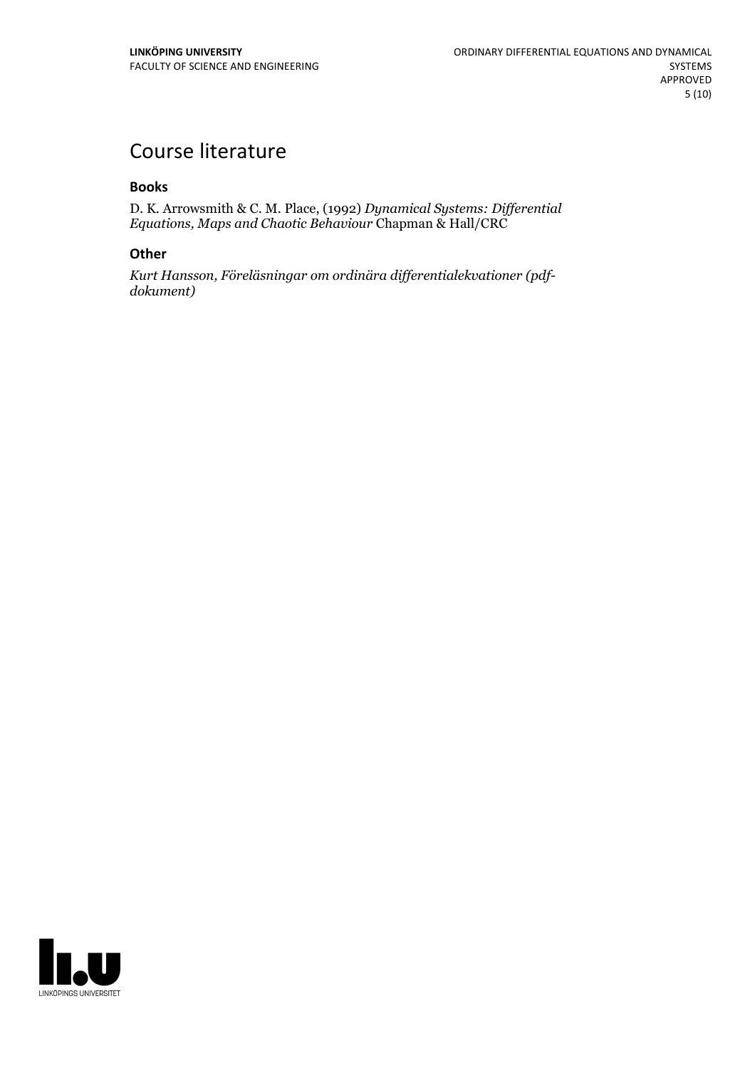# Course literature

### Books

D. K. Arrowsmith & C. M. Place, (1992) *Dynamical Systems: Differential Equations, Maps and Chaotic Behaviour* Chapman & Hall/CRC

### Other

*Kurt Hansson, Föreläsningar om ordinära differentialekvationer (pdf-dokument)*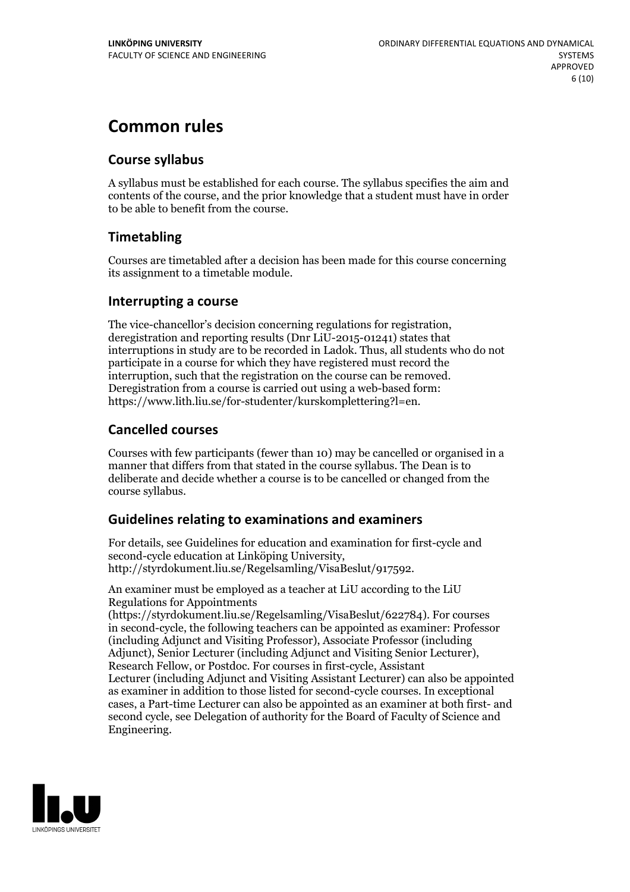# Common rules

## Course syllabus

A syllabus must be established for each course. The syllabus specifies the aim and contents of the course, and the prior knowledge that a student must have in order to be able to benefit from the course.

## Timetabling

Courses are timetabled after a decision has been made for this course concerning its assignment to a timetable module.

## Interrupting a course

The vice-chancellor's decision concerning regulations for registration, deregistration and reporting results (Dnr LiU-2015-01241) states that interruptions in study are to be recorded in Ladok. Thus, all students who do not participate in a course for which they have registered must record the interruption, such that the registration on the course can be removed. Deregistration from a course is carried out using a web-based form: https://www.lith.liu.se/for-studenter/kurskomplettering?l=en.

## Cancelled courses

Courses with few participants (fewer than 10) may be cancelled or organised in a manner that differs from that stated in the course syllabus. The Dean is to deliberate and decide whether a course is to be cancelled or changed from the course syllabus.

## Guidelines relating to examinations and examiners

For details, see Guidelines for education and examination for first-cycle and second-cycle education at Linköping University, http://styrdokument.liu.se/Regelsamling/VisaBeslut/917592.

An examiner must be employed as a teacher at LiU according to the LiU Regulations for Appointments (https://styrdokument.liu.se/Regelsamling/VisaBeslut/622784). For courses in second-cycle, the following teachers can be appointed as examiner: Professor (including Adjunct and Visiting Professor), Associate Professor (including Adjunct), Senior Lecturer (including Adjunct and Visiting Senior Lecturer), Research Fellow, or Postdoc. For courses in first-cycle, Assistant Lecturer (including Adjunct and Visiting Assistant Lecturer) can also be appointed as examiner in addition to those listed for second-cycle courses. In exceptional cases, a Part-time Lecturer can also be appointed as an examiner at both first- and second cycle, see Delegation of authority for the Board of Faculty of Science and Engineering.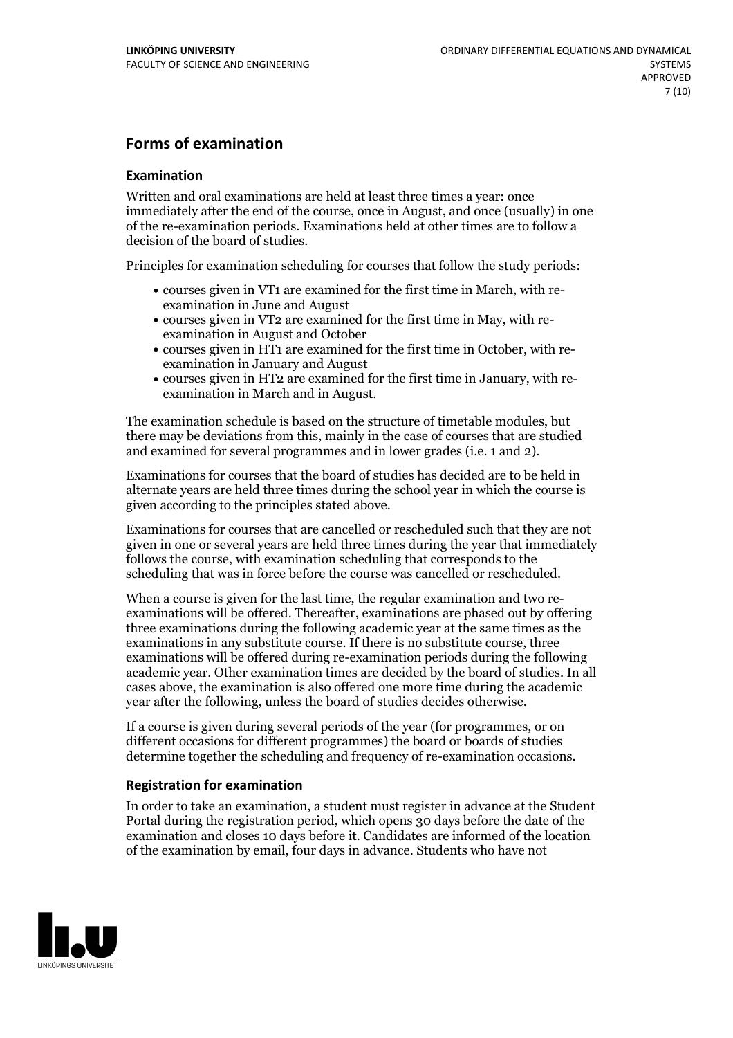## Forms of examination

### Examination

Written and oral examinations are held at least three times a year: once immediately after the end of the course, once in August, and once (usually) in one of the re-examination periods. Examinations held at other times are to follow a decision of the board of studies.

Principles for examination scheduling for courses that follow the study periods:

- courses given in VT1 are examined for the first time in March, with re-examination in June and August
- courses given in VT2 are examined for the first time in May, with re-examination in August and October
- courses given in HT1 are examined for the first time in October, with re-examination in January and August
- courses given in HT2 are examined for the first time in January, with re-examination in March and in August.

The examination schedule is based on the structure of timetable modules, but there may be deviations from this, mainly in the case of courses that are studied and examined for several programmes and in lower grades (i.e. 1 and 2).

Examinations for courses that the board of studies has decided are to be held in alternate years are held three times during the school year in which the course is given according to the principles stated above.

Examinations for courses that are cancelled or rescheduled such that they are not given in one or several years are held three times during the year that immediately follows the course, with examination scheduling that corresponds to the scheduling that was in force before the course was cancelled or rescheduled.

When a course is given for the last time, the regular examination and two re-examinations will be offered. Thereafter, examinations are phased out by offering three examinations during the following academic year at the same times as the examinations in any substitute course. If there is no substitute course, three examinations will be offered during re-examination periods during the following academic year. Other examination times are decided by the board of studies. In all cases above, the examination is also offered one more time during the academic year after the following, unless the board of studies decides otherwise.

If a course is given during several periods of the year (for programmes, or on different occasions for different programmes) the board or boards of studies determine together the scheduling and frequency of re-examination occasions.

### Registration for examination

In order to take an examination, a student must register in advance at the Student Portal during the registration period, which opens 30 days before the date of the examination and closes 10 days before it. Candidates are informed of the location of the examination by email, four days in advance. Students who have not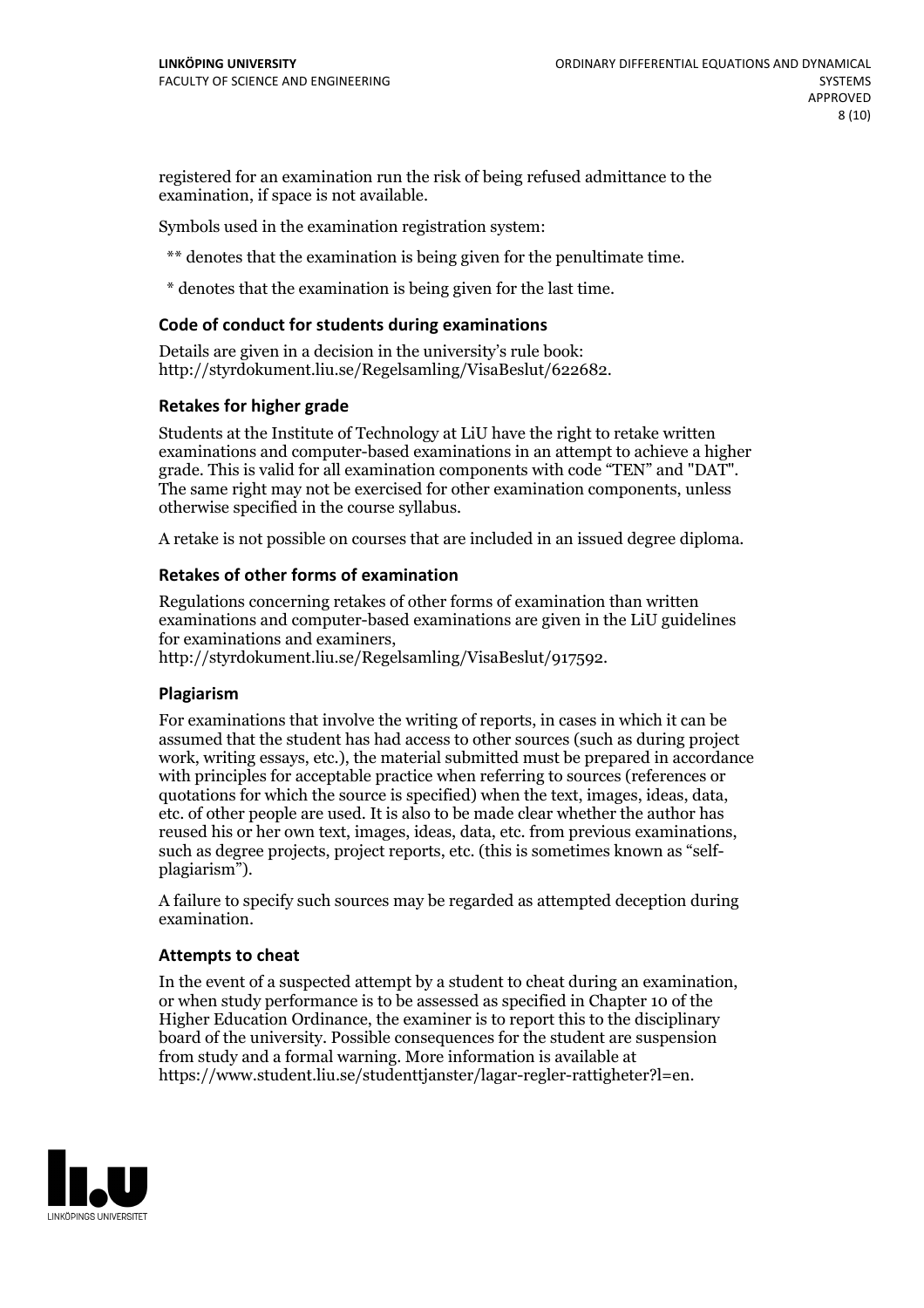registered for an examination run the risk of being refused admittance to the examination, if space is not available.

Symbols used in the examination registration system:

** denotes that the examination is being given for the penultimate time.

* denotes that the examination is being given for the last time.

### Code of conduct for students during examinations

Details are given in a decision in the university's rule book: http://styrdokument.liu.se/Regelsamling/VisaBeslut/622682.

### Retakes for higher grade

Students at the Institute of Technology at LiU have the right to retake written examinations and computer-based examinations in an attempt to achieve a higher grade. This is valid for all examination components with code "TEN" and "DAT". The same right may not be exercised for other examination components, unless otherwise specified in the course syllabus.

A retake is not possible on courses that are included in an issued degree diploma.

### Retakes of other forms of examination

Regulations concerning retakes of other forms of examination than written examinations and computer-based examinations are given in the LiU guidelines for examinations and examiners, http://styrdokument.liu.se/Regelsamling/VisaBeslut/917592.

### Plagiarism

For examinations that involve the writing of reports, in cases in which it can be assumed that the student has had access to other sources (such as during project work, writing essays, etc.), the material submitted must be prepared in accordance with principles for acceptable practice when referring to sources (references or quotations for which the source is specified) when the text, images, ideas, data, etc. of other people are used. It is also to be made clear whether the author has reused his or her own text, images, ideas, data, etc. from previous examinations, such as degree projects, project reports, etc. (this is sometimes known as "self-plagiarism").

A failure to specify such sources may be regarded as attempted deception during examination.

### Attempts to cheat

In the event of a suspected attempt by a student to cheat during an examination, or when study performance is to be assessed as specified in Chapter 10 of the Higher Education Ordinance, the examiner is to report this to the disciplinary board of the university. Possible consequences for the student are suspension from study and a formal warning. More information is available at https://www.student.liu.se/studenttjanster/lagar-regler-rattigheter?l=en.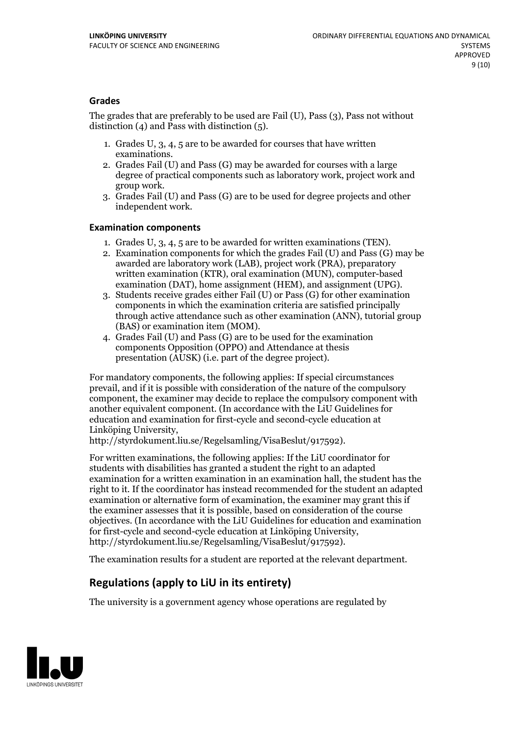### Grades

The grades that are preferably to be used are Fail (U), Pass (3), Pass not without distinction (4) and Pass with distinction (5).

1. Grades U, 3, 4, 5 are to be awarded for courses that have written examinations.
2. Grades Fail (U) and Pass (G) may be awarded for courses with a large degree of practical components such as laboratory work, project work and group work.
3. Grades Fail (U) and Pass (G) are to be used for degree projects and other independent work.

### Examination components

1. Grades U, 3, 4, 5 are to be awarded for written examinations (TEN).
2. Examination components for which the grades Fail (U) and Pass (G) may be awarded are laboratory work (LAB), project work (PRA), preparatory written examination (KTR), oral examination (MUN), computer-based examination (DAT), home assignment (HEM), and assignment (UPG).
3. Students receive grades either Fail (U) or Pass (G) for other examination components in which the examination criteria are satisfied principally through active attendance such as other examination (ANN), tutorial group (BAS) or examination item (MOM).
4. Grades Fail (U) and Pass (G) are to be used for the examination components Opposition (OPPO) and Attendance at thesis presentation (AUSK) (i.e. part of the degree project).

For mandatory components, the following applies: If special circumstances prevail, and if it is possible with consideration of the nature of the compulsory component, the examiner may decide to replace the compulsory component with another equivalent component. (In accordance with the LiU Guidelines for education and examination for first-cycle and second-cycle education at Linköping University, http://styrdokument.liu.se/Regelsamling/VisaBeslut/917592).

For written examinations, the following applies: If the LiU coordinator for students with disabilities has granted a student the right to an adapted examination for a written examination in an examination hall, the student has the right to it. If the coordinator has instead recommended for the student an adapted examination or alternative form of examination, the examiner may grant this if the examiner assesses that it is possible, based on consideration of the course objectives. (In accordance with the LiU Guidelines for education and examination for first-cycle and second-cycle education at Linköping University, http://styrdokument.liu.se/Regelsamling/VisaBeslut/917592).

The examination results for a student are reported at the relevant department.

## Regulations (apply to LiU in its entirety)

The university is a government agency whose operations are regulated by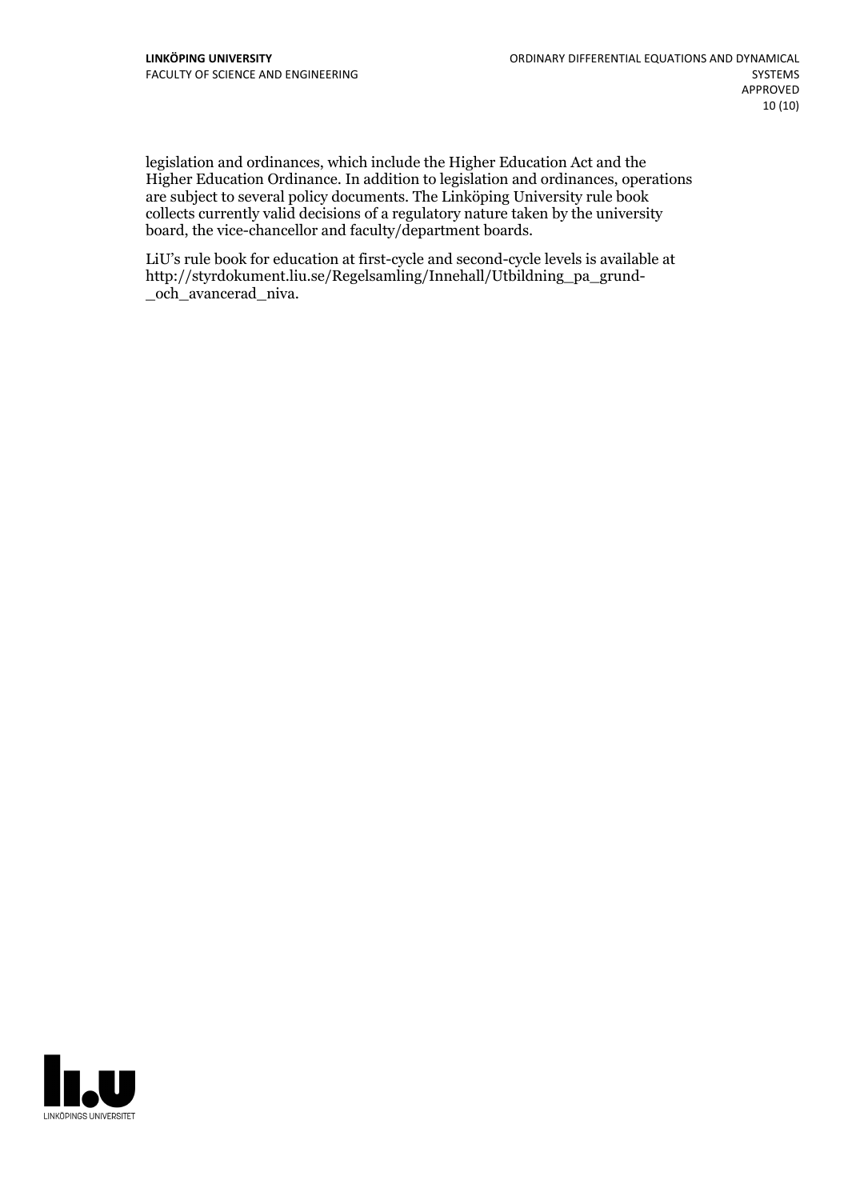legislation and ordinances, which include the Higher Education Act and the Higher Education Ordinance. In addition to legislation and ordinances, operations are subject to several policy documents. The Linköping University rule book collects currently valid decisions of a regulatory nature taken by the university board, the vice-chancellor and faculty/department boards.

LiU's rule book for education at first-cycle and second-cycle levels is available at http://styrdokument.liu.se/Regelsamling/Innehall/Utbildning_pa_grund-_och_avancerad_niva.